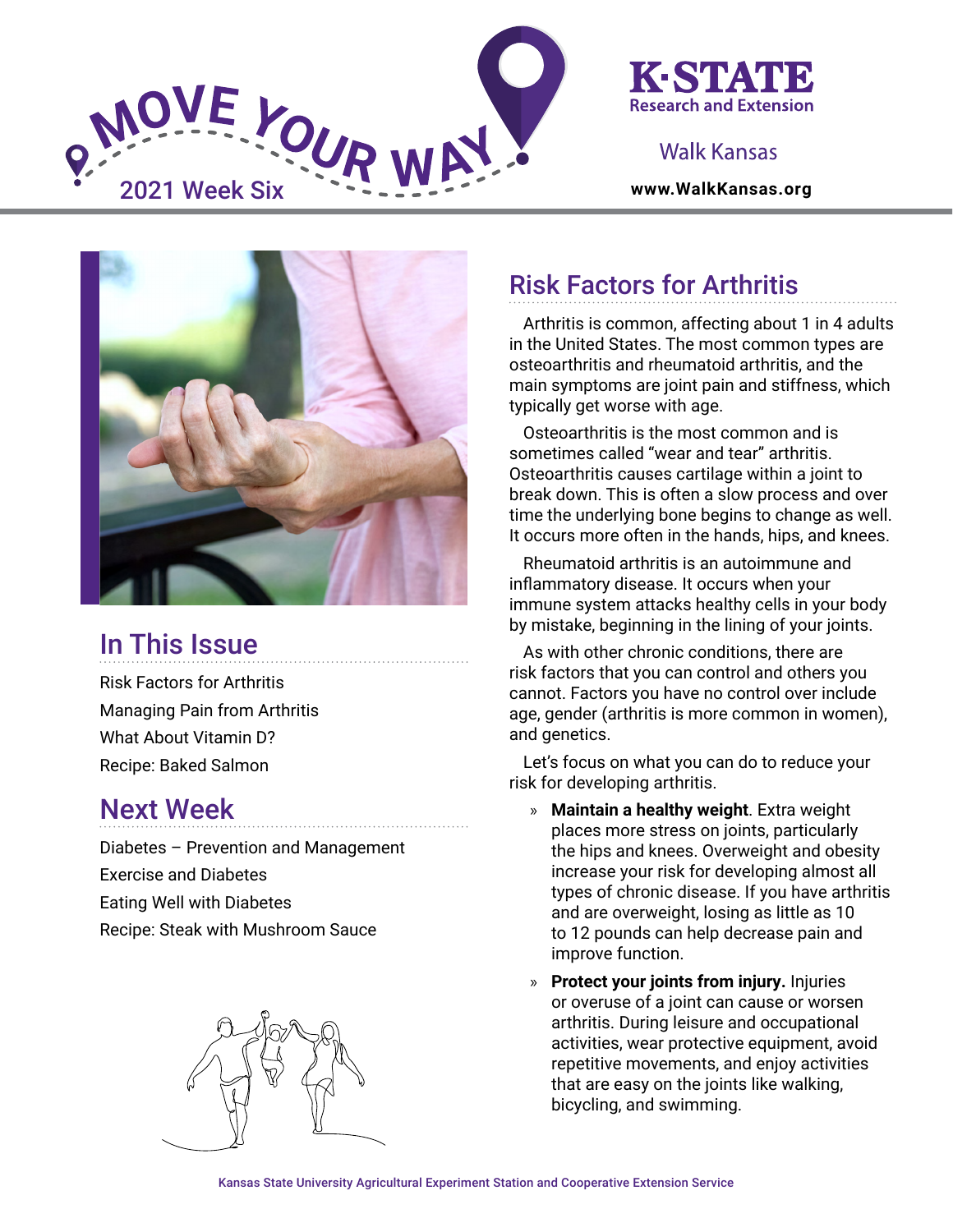# MOVE YOUR WAY

2021 Week Six

K-STATE Research and Extension

Walk Kansas

www.WalkKansas.org

## In This Issue

Risk Factors for Arthritis
Managing Pain from Arthritis
What About Vitamin D?
Recipe: Baked Salmon

## Next Week

Diabetes – Prevention and Management
Exercise and Diabetes
Eating Well with Diabetes
Recipe: Steak with Mushroom Sauce

## Risk Factors for Arthritis

Arthritis is common, affecting about 1 in 4 adults in the United States. The most common types are osteoarthritis and rheumatoid arthritis, and the main symptoms are joint pain and stiffness, which typically get worse with age.

Osteoarthritis is the most common and is sometimes called "wear and tear" arthritis. Osteoarthritis causes cartilage within a joint to break down. This is often a slow process and over time the underlying bone begins to change as well. It occurs more often in the hands, hips, and knees.

Rheumatoid arthritis is an autoimmune and inflammatory disease. It occurs when your immune system attacks healthy cells in your body by mistake, beginning in the lining of your joints.

As with other chronic conditions, there are risk factors that you can control and others you cannot. Factors you have no control over include age, gender (arthritis is more common in women), and genetics.

Let's focus on what you can do to reduce your risk for developing arthritis.

- **Maintain a healthy weight**. Extra weight places more stress on joints, particularly the hips and knees. Overweight and obesity increase your risk for developing almost all types of chronic disease. If you have arthritis and are overweight, losing as little as 10 to 12 pounds can help decrease pain and improve function.
- **Protect your joints from injury.** Injuries or overuse of a joint can cause or worsen arthritis. During leisure and occupational activities, wear protective equipment, avoid repetitive movements, and enjoy activities that are easy on the joints like walking, bicycling, and swimming.

Kansas State University Agricultural Experiment Station and Cooperative Extension Service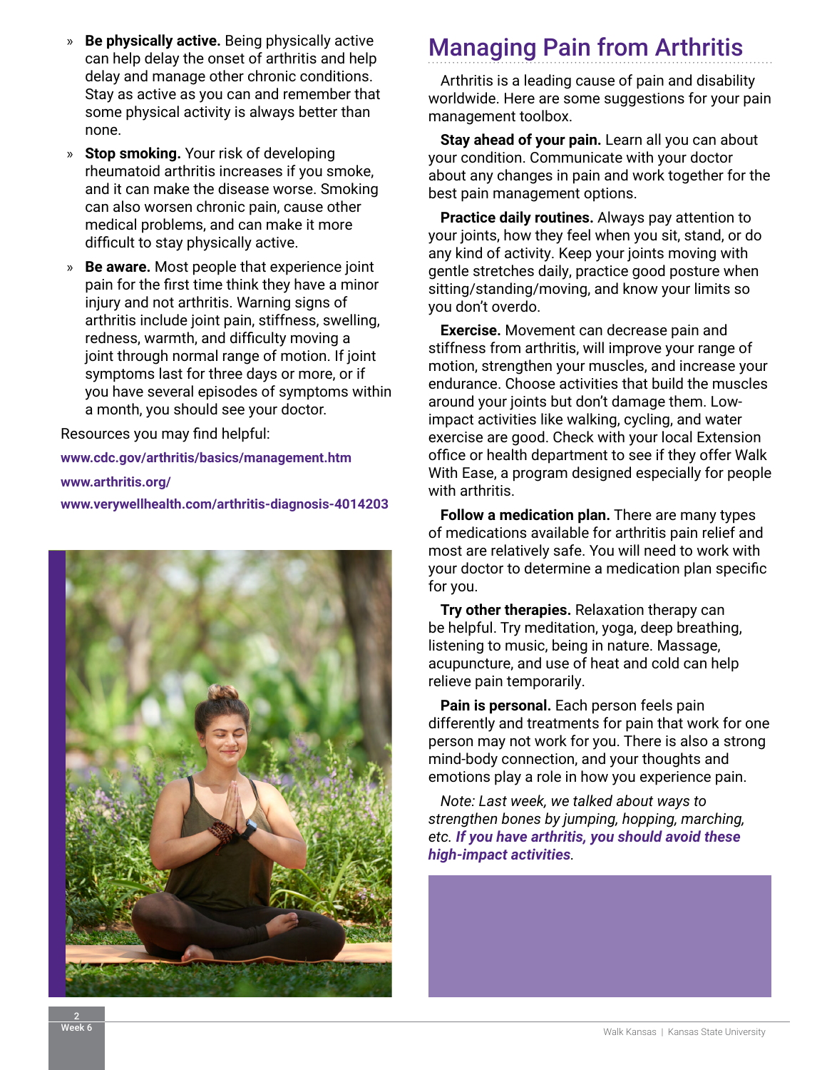- **Be physically active.** Being physically active can help delay the onset of arthritis and help delay and manage other chronic conditions. Stay as active as you can and remember that some physical activity is always better than none.
- **Stop smoking.** Your risk of developing rheumatoid arthritis increases if you smoke, and it can make the disease worse. Smoking can also worsen chronic pain, cause other medical problems, and can make it more difficult to stay physically active.
- **Be aware.** Most people that experience joint pain for the first time think they have a minor injury and not arthritis. Warning signs of arthritis include joint pain, stiffness, swelling, redness, warmth, and difficulty moving a joint through normal range of motion. If joint symptoms last for three days or more, or if you have several episodes of symptoms within a month, you should see your doctor.

Resources you may find helpful:

**www.cdc.gov/arthritis/basics/management.htm**

**www.arthritis.org/**

**www.verywellhealth.com/arthritis-diagnosis-4014203**

## Managing Pain from Arthritis

Arthritis is a leading cause of pain and disability worldwide. Here are some suggestions for your pain management toolbox.

**Stay ahead of your pain.** Learn all you can about your condition. Communicate with your doctor about any changes in pain and work together for the best pain management options.

**Practice daily routines.** Always pay attention to your joints, how they feel when you sit, stand, or do any kind of activity. Keep your joints moving with gentle stretches daily, practice good posture when sitting/standing/moving, and know your limits so you don't overdo.

**Exercise.** Movement can decrease pain and stiffness from arthritis, will improve your range of motion, strengthen your muscles, and increase your endurance. Choose activities that build the muscles around your joints but don't damage them. Low-impact activities like walking, cycling, and water exercise are good. Check with your local Extension office or health department to see if they offer Walk With Ease, a program designed especially for people with arthritis.

**Follow a medication plan.** There are many types of medications available for arthritis pain relief and most are relatively safe. You will need to work with your doctor to determine a medication plan specific for you.

**Try other therapies.** Relaxation therapy can be helpful. Try meditation, yoga, deep breathing, listening to music, being in nature. Massage, acupuncture, and use of heat and cold can help relieve pain temporarily.

**Pain is personal.** Each person feels pain differently and treatments for pain that work for one person may not work for you. There is also a strong mind-body connection, and your thoughts and emotions play a role in how you experience pain.

*Note: Last week, we talked about ways to strengthen bones by jumping, hopping, marching, etc.* ***If you have arthritis, you should avoid these high-impact activities****.*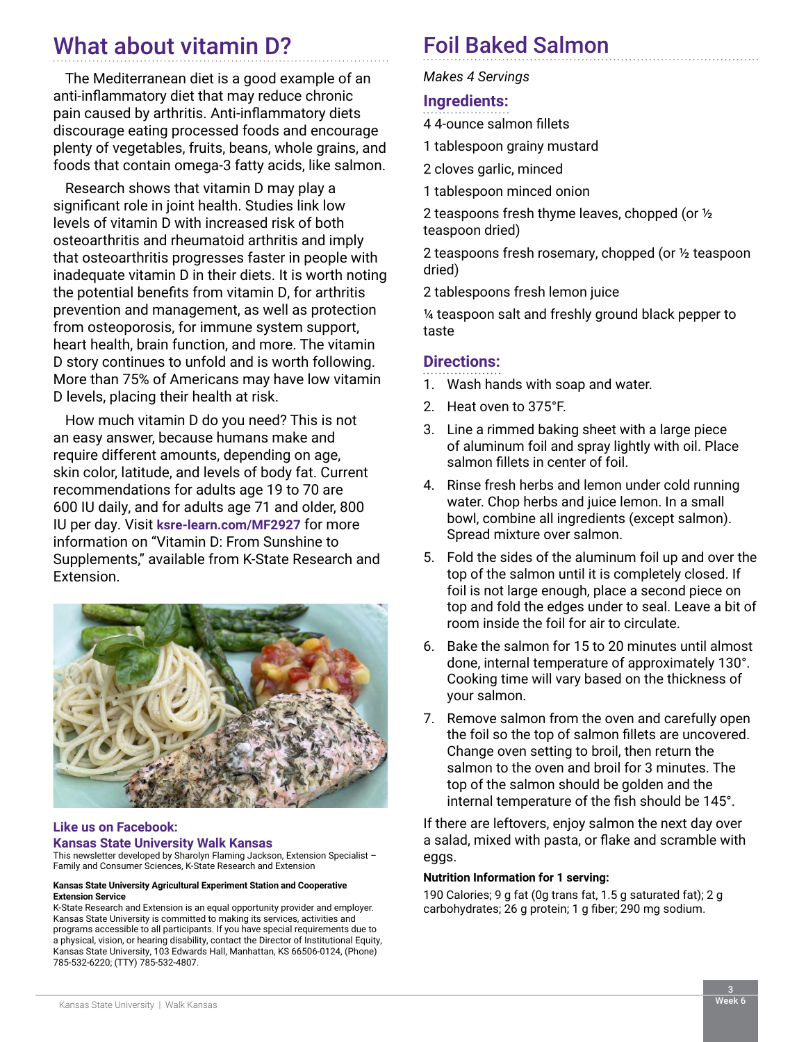## What about vitamin D?

The Mediterranean diet is a good example of an anti-inflammatory diet that may reduce chronic pain caused by arthritis. Anti-inflammatory diets discourage eating processed foods and encourage plenty of vegetables, fruits, beans, whole grains, and foods that contain omega-3 fatty acids, like salmon.

Research shows that vitamin D may play a significant role in joint health. Studies link low levels of vitamin D with increased risk of both osteoarthritis and rheumatoid arthritis and imply that osteoarthritis progresses faster in people with inadequate vitamin D in their diets. It is worth noting the potential benefits from vitamin D, for arthritis prevention and management, as well as protection from osteoporosis, for immune system support, heart health, brain function, and more. The vitamin D story continues to unfold and is worth following. More than 75% of Americans may have low vitamin D levels, placing their health at risk.

How much vitamin D do you need? This is not an easy answer, because humans make and require different amounts, depending on age, skin color, latitude, and levels of body fat. Current recommendations for adults age 19 to 70 are 600 IU daily, and for adults age 71 and older, 800 IU per day. Visit **ksre-learn.com/MF2927** for more information on "Vitamin D: From Sunshine to Supplements," available from K-State Research and Extension.

**Like us on Facebook:**
**Kansas State University Walk Kansas**

This newsletter developed by Sharolyn Flaming Jackson, Extension Specialist – Family and Consumer Sciences, K-State Research and Extension

**Kansas State University Agricultural Experiment Station and Cooperative Extension Service**

K-State Research and Extension is an equal opportunity provider and employer. Kansas State University is committed to making its services, activities and programs accessible to all participants. If you have special requirements due to a physical, vision, or hearing disability, contact the Director of Institutional Equity, Kansas State University, 103 Edwards Hall, Manhattan, KS 66506-0124, (Phone) 785-532-6220; (TTY) 785-532-4807.

## Foil Baked Salmon

*Makes 4 Servings*

### Ingredients:

4 4-ounce salmon fillets

1 tablespoon grainy mustard

2 cloves garlic, minced

1 tablespoon minced onion

2 teaspoons fresh thyme leaves, chopped (or ½ teaspoon dried)

2 teaspoons fresh rosemary, chopped (or ½ teaspoon dried)

2 tablespoons fresh lemon juice

¼ teaspoon salt and freshly ground black pepper to taste

### Directions:

1. Wash hands with soap and water.
2. Heat oven to 375°F.
3. Line a rimmed baking sheet with a large piece of aluminum foil and spray lightly with oil. Place salmon fillets in center of foil.
4. Rinse fresh herbs and lemon under cold running water. Chop herbs and juice lemon. In a small bowl, combine all ingredients (except salmon). Spread mixture over salmon.
5. Fold the sides of the aluminum foil up and over the top of the salmon until it is completely closed. If foil is not large enough, place a second piece on top and fold the edges under to seal. Leave a bit of room inside the foil for air to circulate.
6. Bake the salmon for 15 to 20 minutes until almost done, internal temperature of approximately 130°. Cooking time will vary based on the thickness of your salmon.
7. Remove salmon from the oven and carefully open the foil so the top of salmon fillets are uncovered. Change oven setting to broil, then return the salmon to the oven and broil for 3 minutes. The top of the salmon should be golden and the internal temperature of the fish should be 145°.

If there are leftovers, enjoy salmon the next day over a salad, mixed with pasta, or flake and scramble with eggs.

**Nutrition Information for 1 serving:**

190 Calories; 9 g fat (0g trans fat, 1.5 g saturated fat); 2 g carbohydrates; 26 g protein; 1 g fiber; 290 mg sodium.